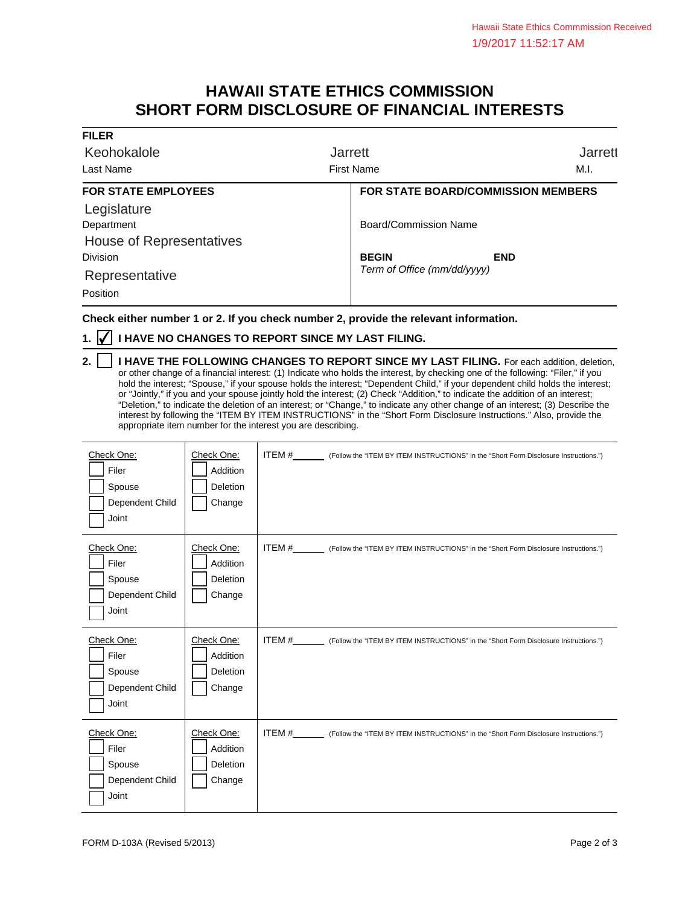Hawaii State Ethics Commmission Received
1/9/2017 11:52:17 AM

# HAWAII STATE ETHICS COMMISSION
# SHORT FORM DISCLOSURE OF FINANCIAL INTERESTS

**FILER**

| Keohokalole | Jarrett | Jarrett |
|---|---|---|
| Last Name | First Name | M.I. |

| **FOR STATE EMPLOYEES** | **FOR STATE BOARD/COMMISSION MEMBERS** |
|---|---|
| Legislature | |
| Department | Board/Commission Name |
| House of Representatives | |
| Division | **BEGIN** **END** |
| Representative | *Term of Office (mm/dd/yyyy)* |
| Position | |

**Check either number 1 or 2. If you check number 2, provide the relevant information.**

1. ☑ **I HAVE NO CHANGES TO REPORT SINCE MY LAST FILING.**

2. ☐ **I HAVE THE FOLLOWING CHANGES TO REPORT SINCE MY LAST FILING.** For each addition, deletion, or other change of a financial interest: (1) Indicate who holds the interest, by checking one of the following: "Filer," if you hold the interest; "Spouse," if your spouse holds the interest; "Dependent Child," if your dependent child holds the interest; or "Jointly," if you and your spouse jointly hold the interest; (2) Check "Addition," to indicate the addition of an interest; "Deletion," to indicate the deletion of an interest; or "Change," to indicate any other change of an interest; (3) Describe the interest by following the "ITEM BY ITEM INSTRUCTIONS" in the "Short Form Disclosure Instructions." Also, provide the appropriate item number for the interest you are describing.

| Check One: | Check One: | ITEM # |
|---|---|---|
| ☐ Filer ☐ Spouse ☐ Dependent Child ☐ Joint | ☐ Addition ☐ Deletion ☐ Change | ITEM #\_\_\_\_\_\_ (Follow the "ITEM BY ITEM INSTRUCTIONS" in the "Short Form Disclosure Instructions.") |
| ☐ Filer ☐ Spouse ☐ Dependent Child ☐ Joint | ☐ Addition ☐ Deletion ☐ Change | ITEM #\_\_\_\_\_\_ (Follow the "ITEM BY ITEM INSTRUCTIONS" in the "Short Form Disclosure Instructions.") |
| ☐ Filer ☐ Spouse ☐ Dependent Child ☐ Joint | ☐ Addition ☐ Deletion ☐ Change | ITEM #\_\_\_\_\_\_ (Follow the "ITEM BY ITEM INSTRUCTIONS" in the "Short Form Disclosure Instructions.") |
| ☐ Filer ☐ Spouse ☐ Dependent Child ☐ Joint | ☐ Addition ☐ Deletion ☐ Change | ITEM #\_\_\_\_\_\_ (Follow the "ITEM BY ITEM INSTRUCTIONS" in the "Short Form Disclosure Instructions.") |

FORM D-103A (Revised 5/2013)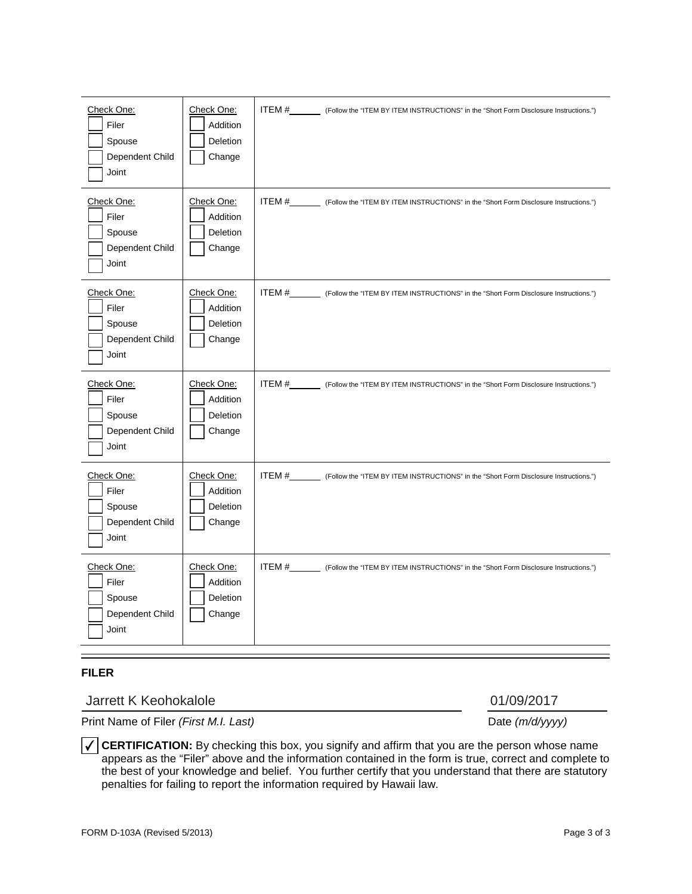| | | |
|---|---|---|
| Check One:<br>☐ Filer<br>☐ Spouse<br>☐ Dependent Child<br>☐ Joint | Check One:<br>☐ Addition<br>☐ Deletion<br>☐ Change | ITEM #______ (Follow the "ITEM BY ITEM INSTRUCTIONS" in the "Short Form Disclosure Instructions.") |
| Check One:<br>☐ Filer<br>☐ Spouse<br>☐ Dependent Child<br>☐ Joint | Check One:<br>☐ Addition<br>☐ Deletion<br>☐ Change | ITEM #______ (Follow the "ITEM BY ITEM INSTRUCTIONS" in the "Short Form Disclosure Instructions.") |
| Check One:<br>☐ Filer<br>☐ Spouse<br>☐ Dependent Child<br>☐ Joint | Check One:<br>☐ Addition<br>☐ Deletion<br>☐ Change | ITEM #______ (Follow the "ITEM BY ITEM INSTRUCTIONS" in the "Short Form Disclosure Instructions.") |
| Check One:<br>☐ Filer<br>☐ Spouse<br>☐ Dependent Child<br>☐ Joint | Check One:<br>☐ Addition<br>☐ Deletion<br>☐ Change | ITEM #______ (Follow the "ITEM BY ITEM INSTRUCTIONS" in the "Short Form Disclosure Instructions.") |
| Check One:<br>☐ Filer<br>☐ Spouse<br>☐ Dependent Child<br>☐ Joint | Check One:<br>☐ Addition<br>☐ Deletion<br>☐ Change | ITEM #______ (Follow the "ITEM BY ITEM INSTRUCTIONS" in the "Short Form Disclosure Instructions.") |
| Check One:<br>☐ Filer<br>☐ Spouse<br>☐ Dependent Child<br>☐ Joint | Check One:<br>☐ Addition<br>☐ Deletion<br>☐ Change | ITEM #______ (Follow the "ITEM BY ITEM INSTRUCTIONS" in the "Short Form Disclosure Instructions.") |

**FILER**

Jarrett K Keohokalole — 01/09/2017

Print Name of Filer *(First M.I. Last)* — Date *(m/d/yyyy)*

☑ **CERTIFICATION:** By checking this box, you signify and affirm that you are the person whose name appears as the "Filer" above and the information contained in the form is true, correct and complete to the best of your knowledge and belief. You further certify that you understand that there are statutory penalties for failing to report the information required by Hawaii law.

FORM D-103A (Revised 5/2013)